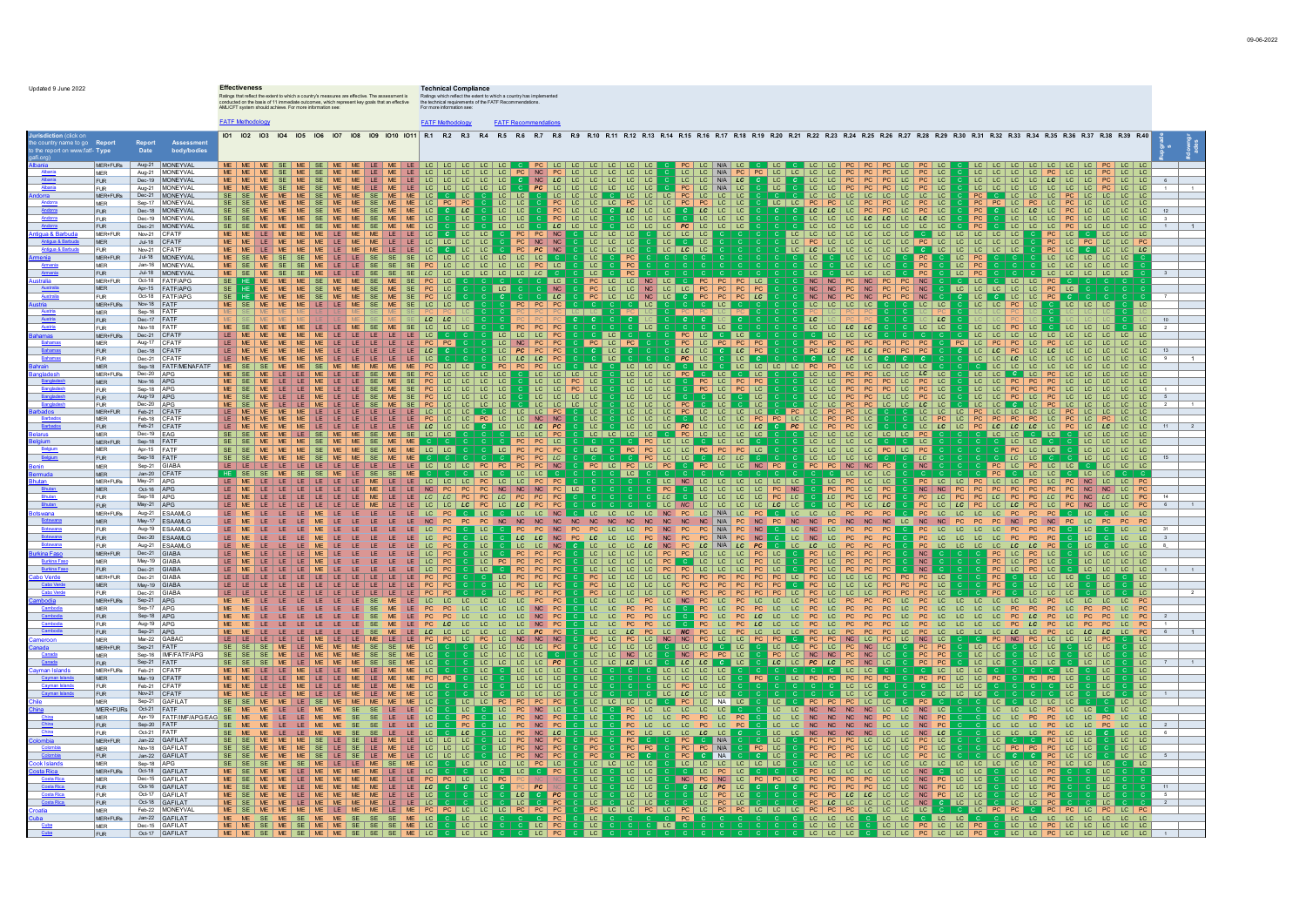Updated 9 June 2022

**Effectiveness**

Ratings that reflect the extent to which a country's measures are effective. The assessment is conducted on the basis of 11 immediate outcomes, which represent key goals that an effective AML/CFT system should achieve. For more information see:

FATF Methodology

**Technical Compliance**

Ratings which reflect the extent to which a country has implemented the technical requirements of the FATF Recommendations. For more information see:

FATF Methodology | FATF Recommendations

Effectiveness columns: IO1, IO2, IO3, IO4, IO5, IO6, IO7, IO8, IO9, IO10, IO11

Technical Compliance columns: R.1, R.2, R.3, R.4, R.5, R.6, R.7, R.8, R.9, R.10, R.11, R.12, R.13, R.14, R.15, R.16, R.17, R.18, R.19, R.20, R.21, R.22, R.23, R.24, R.25, R.26, R.27, R.28, R.29, R.30, R.31, R.32, R.33, R.34, R.35, R.36, R.37, R.38, R.39, R.40

| Jurisdiction (click on the country name to go to the report on www.fatf-gafi.org) | Report Type | Report Date | Assessment body/bodies | #upgrades | #downgrades |
|---|---|---|---|---|---|
| Albania | MER+FURs | Aug-21 | MONEYVAL | | |
| Albania | MER | Aug-21 | MONEYVAL | | |
| Albania | FUR | Dec-19 | MONEYVAL | 6 | |
| Albania | FUR | Aug-21 | MONEYVAL | 1 | 1 |
| Andorra | MER+FURs | Dec-21 | MONEYVAL | | |
| Andorra | MER | Sep-17 | MONEYVAL | | |
| Andorra | FUR | Dec-18 | MONEYVAL | 12 | |
| Andorra | FUR | Dec-19 | MONEYVAL | 3 | |
| Andorra | FUR | Dec-21 | MONEYVAL | 1 | 1 |
| Antigua & Barbuda | MER+FUR | Nov-21 | CFATF | | |
| Antigua & Barbuda | MER | Jul-18 | CFATF | | |
| Antigua & Barbuda | FUR | Nov-21 | CFATF | | |
| Armenia | MER+FUR | Jul-18 | MONEYVAL | | |
| Armenia | MER | Jan-16 | MONEYVAL | | |
| Armenia | FUR | Jul-18 | MONEYVAL | 3 | |
| Australia | MER+FUR | Oct-18 | FATF/APG | | |
| Australia | MER | Apr-15 | FATF/APG | | |
| Australia | FUR | Oct-18 | FATF/APG | 7 | |
| Austria | MER+FURs | Nov-18 | FATF | | |
| Austria | MER | Sep-16 | FATF | | |
| Austria | FUR | Dec-17 | FATF | 10 | |
| Austria | FUR | Nov-18 | FATF | 2 | |
| Bahamas | MER+FURs | Dec-21 | CFATF | | |
| Bahamas | MER | Aug-17 | CFATF | | |
| Bahamas | FUR | Dec-18 | CFATF | 13 | |
| Bahamas | FUR | Dec-21 | CFATF | 9 | 1 |
| Bahrain | MER | Sep-18 | FATF/MENAFATF | | |
| Bangladesh | MER+FURs | Dec-20 | APG | | |
| Bangladesh | MER | Nov-16 | APG | | |
| Bangladesh | FUR | Sep-18 | APG | 1 | |
| Bangladesh | FUR | Aug-19 | APG | 5 | |
| Bangladesh | FUR | Dec-20 | APG | 2 | 1 |
| Barbados | MER+FUR | Feb-21 | CFATF | | |
| Barbados | MER | Feb-18 | CFATF | | |
| Barbados | FUR | Feb-21 | CFATF | 11 | 2 |
| Belarus | MER | Dec-19 | EAG | | |
| Belgium | MER+FUR | Sep-18 | FATF | | |
| Belgium | MER | Apr-15 | FATF | | |
| Belgium | FUR | Sep-18 | FATF | 15 | |
| Benin | MER | Sep-21 | GIABA | | |
| Bermuda | MER | Jan-20 | CFATF | | |
| Bhutan | MER+FURs | May-21 | APG | | |
| Bhutan | MER | Oct-16 | APG | | |
| Bhutan | FUR | Sep-18 | APG | 14 | |
| Bhutan | FUR | May-21 | APG | 6 | 1 |
| Botswana | MER+FURs | Aug-21 | ESAAMLG | | |
| Botswana | MER | May-17 | ESAAMLG | | |
| Botswana | FUR | Aug-19 | ESAAMLG | 31 | |
| Botswana | FUR | Dec-20 | ESAAMLG | 3 | |
| Botswana | FUR | Aug-21 | ESAAMLG | 8 | |
| Burkina Faso | MER+FUR | Dec-21 | GIABA | | |
| Burkina Faso | MER | May-19 | GIABA | | |
| Burkina Faso | FUR | Dec-21 | GIABA | 1 | 1 |
| Cabo Verde | MER+FUR | Dec-21 | GIABA | | |
| Cabo Verde | MER | May-19 | GIABA | | |
| Cabo Verde | FUR | Dec-21 | GIABA | | 2 |
| Cambodia | MER+FURs | Sep-21 | APG | | |
| Cambodia | MER | Sep-17 | APG | | |
| Cambodia | FUR | Sep-18 | APG | 2 | |
| Cambodia | FUR | Aug-19 | APG | 1 | |
| Cambodia | FUR | Sep-21 | APG | 6 | 1 |
| Cameroon | MER | Mar-22 | GABAC | | |
| Canada | MER+FUR | Sep-21 | FATF | | |
| Canada | MER | Sep-16 | IMF/FATF/APG | | |
| Canada | FUR | Sep-21 | FATF | 7 | 1 |
| Cayman Islands | MER+FURs | Feb-21 | CFATF | | |
| Cayman Islands | MER | Mar-19 | CFATF | | |
| Cayman Islands | FUR | Feb-21 | CFATF | | |
| Cayman Islands | FUR | Nov-21 | CFATF | 1 | |
| Chile | MER | Sep-21 | GAFILAT | | |
| China | MER+FURs | Oct-21 | FATF | | |
| China | MER | Apr-19 | FATF/IMF/APG/EAG | | |
| China | FUR | Sep-20 | FATF | 2 | |
| China | FUR | Oct-21 | FATF | 6 | |
| Colombia | MER+FUR | Jan-22 | GAFILAT | | |
| Colombia | MER | Nov-18 | GAFILAT | | |
| Colombia | FUR | Jan-22 | GAFILAT | 5 | |
| Cook Islands | MER | Sep-18 | APG | | |
| Costa Rica | MER+FURs | Oct-18 | GAFILAT | | |
| Costa Rica | MER | Dec-15 | GAFILAT | | |
| Costa Rica | FUR | Oct-16 | GAFILAT | 11 | |
| Costa Rica | FUR | Oct-17 | GAFILAT | 5 | |
| Costa Rica | FUR | Oct-18 | GAFILAT | 2 | |
| Croatia | MER | Feb-22 | MONEYVAL | | |
| Cuba | MER+FURs | Jan-22 | GAFILAT | | |
| Cuba | MER | Dec-15 | GAFILAT | | |
| Cuba | FUR | Oct-17 | GAFILAT | 1 | |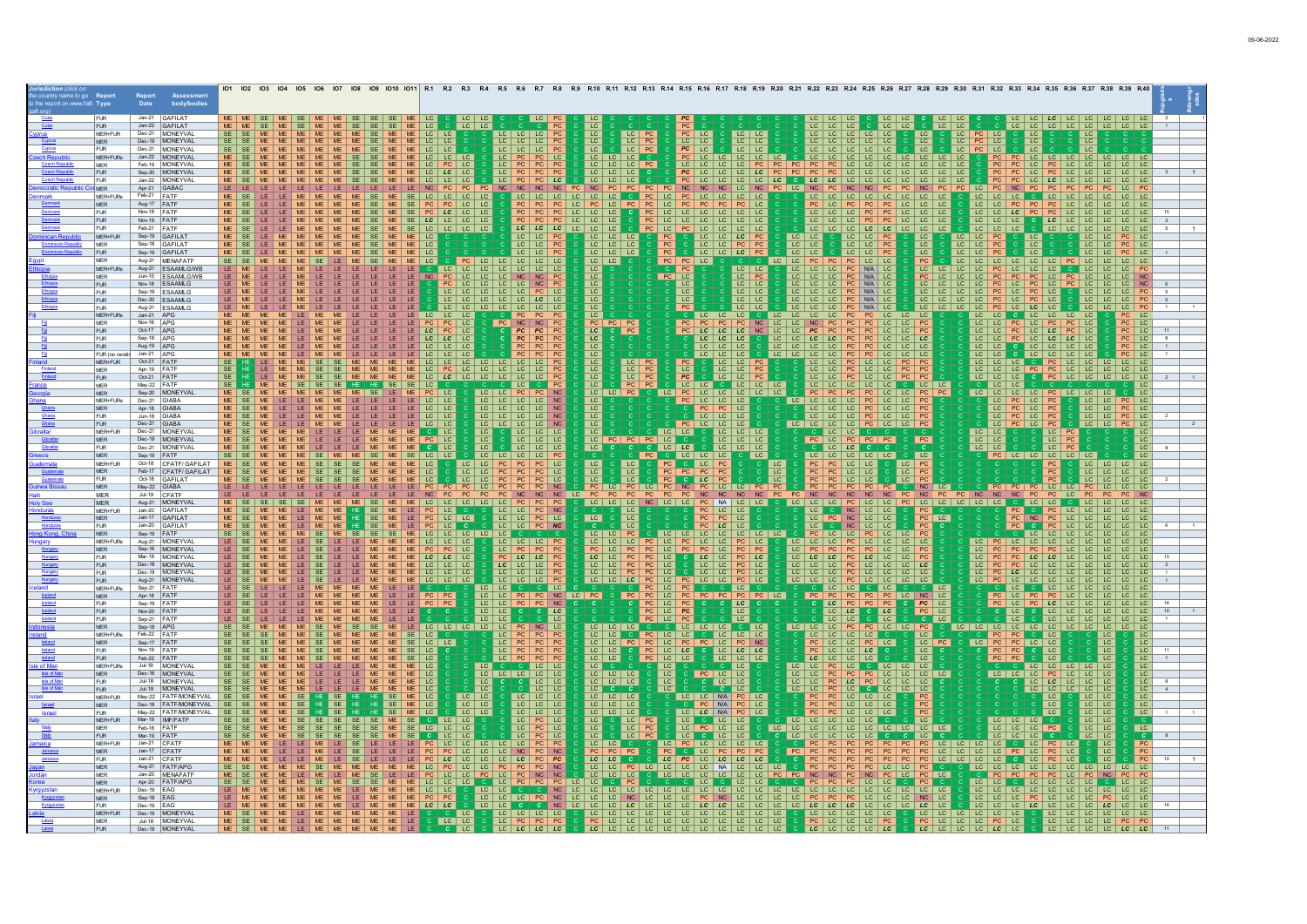| Jurisdiction (click on the country name to go to the report on www.fatf-gafi.org) | Report Type | Report Date | Assessment body/bodies | #upgrades | #downgrades |
|---|---|---|---|---|---|
| Cuba | FUR | Jan-21 | GAFILAT | 3 | 1 |
| Cuba | FUR | Jan-22 | GAFILAT | 1 | |
| Cyprus | MER+FUR | Dec-21 | MONEYVAL | | |
| Cyprus | MER | Dec-19 | MONEYVAL | | |
| Cyprus | FUR | Dec-21 | MONEYVAL | | |
| Czech Republic | MER+FURs | Jan-22 | MONEYVAL | | |
| Czech Republic | MER | Feb-19 | MONEYVAL | | |
| Czech Republic | FUR | Sep-20 | MONEYVAL | 3 | 1 |
| Czech Republic | FUR | Jan-22 | MONEYVAL | | |
| Democratic Republic Congo | MER | Apr-21 | GABAC | | |
| Denmark | MER+FURs | Feb-21 | FATF | | |
| Denmark | MER | Aug-17 | FATF | | |
| Denmark | FUR | Nov-18 | FATF | 10 | |
| Denmark | FUR | Nov-19 | FATF | 3 | |
| Denmark | FUR | Feb-21 | FATF | 5 | 1 |
| Dominican Republic | MER+FUR | Sep-19 | GAFILAT | | |
| Dominican Republic | MER | Sep-18 | GAFILAT | | |
| Dominican Republic | FUR | Sep-19 | GAFILAT | 1 | |
| Egypt | MER | Aug-21 | MENAFATF | | |
| Ethiopia | MER+FURs | Aug-21 | ESAAMLG/WB | | |
| Ethiopia | MER | Jun-15 | ESAAMLG/WB | | |
| Ethiopia | FUR | Nov-18 | ESAAMLG | 6 | |
| Ethiopia | FUR | Sep-19 | ESAAMLG | 5 | |
| Ethiopia | FUR | Dec-20 | ESAAMLG | 5 | |
| Ethiopia | FUR | Aug-21 | ESAAMLG | 1 | 1 |
| Fiji | MER+FURs | Jan-21 | APG | | |
| Fiji | MER | Nov-16 | APG | | |
| Fiji | FUR | Oct-17 | APG | 11 | |
| Fiji | FUR | Sep-18 | APG | 8 | |
| Fiji | FUR | Aug-19 | APG | 1 | |
| Fiji | FUR (no re-rating) | Jan-21 | APG | 1 | |
| Finland | MER+FUR | Oct-21 | FATF | | |
| Finland | MER | Apr-19 | FATF | | |
| Finland | FUR | Oct-21 | FATF | 2 | 1 |
| France | MER | May-22 | FATF | | |
| Georgia | MER | Sep-20 | MONEYVAL | | |
| Ghana | MER+FURs | Dec-21 | GIABA | | |
| Ghana | MER | Apr-18 | GIABA | | |
| Ghana | FUR | Jun-18 | GIABA | 2 | |
| Ghana | FUR | Dec-21 | GIABA | | 2 |
| Gibraltar | MER+FUR | Dec-21 | MONEYVAL | | |
| Gibraltar | MER | Dec-19 | MONEYVAL | | |
| Gibraltar | FUR | Dec-21 | MONEYVAL | 8 | |
| Greece | MER | Sep-19 | FATF | | |
| Guatemala | MER+FUR | Oct-18 | CFATF/ GAFILAT | | |
| Guatemala | MER | Feb-17 | CFATF/ GAFILAT | | |
| Guatemala | FUR | Oct-18 | GAFILAT | 2 | |
| Guinea Bissau | MER | May-22 | GIABA | | |
| Haiti | MER | Jul-19 | CFATF | | |
| Holy See | MER | Aug-21 | MONEYVAL | | |
| Honduras | MER+FUR | Jan-20 | GAFILAT | | |
| Honduras | MER | Jan-17 | GAFILAT | | |
| Honduras | FUR | Jan-20 | GAFILAT | 6 | 1 |
| Hong Kong, China | MER | Sep-19 | FATF | | |
| Hungary | MER+FURs | Aug-21 | MONEYVAL | | |
| Hungary | MER | Sep-16 | MONEYVAL | | |
| Hungary | FUR | Mar-18 | MONEYVAL | 13 | |
| Hungary | FUR | Dec-18 | MONEYVAL | 2 | |
| Hungary | FUR | Dec-19 | MONEYVAL | 1 | |
| Hungary | FUR | Aug-21 | MONEYVAL | 1 | |
| Iceland | MER+FURs | Sep-21 | FATF | | |
| Iceland | MER | Apr-18 | FATF | | |
| Iceland | FUR | Sep-19 | FATF | 14 | |
| Iceland | FUR | Nov-20 | FATF | 10 | 1 |
| Iceland | FUR | Sep-21 | FATF | 1 | |
| Indonesia | MER | Sep-18 | APG | | |
| Ireland | MER+FURs | Feb-22 | FATF | | |
| Ireland | MER | Sep-17 | FATF | | |
| Ireland | FUR | Nov-19 | FATF | 11 | |
| Ireland | FUR | Feb-22 | FATF | 8 | |
| Isle of Man | MER+FURs | Jul-19 | MONEYVAL | | |
| Isle of Man | MER | Dec-16 | MONEYVAL | | |
| Isle of Man | FUR | Jul-18 | MONEYVAL | 8 | |
| Isle of Man | FUR | Jul-19 | MONEYVAL | 4 | |
| Israel | MER+FUR | May-22 | FATF/MONEYVAL | | |
| Israel | MER | Dec-18 | FATF/MONEYVAL | | |
| Israel | FUR | May-22 | FATF/MONEYVAL | 1 | 1 |
| Italy | MER+FUR | Mar-19 | IMF/FATF | | |
| Italy | MER | Feb-16 | FATF | | |
| Italy | FUR | Mar-19 | FATF | 8 | |
| Jamaica | MER+FUR | Jan-21 | CFATF | | |
| Jamaica | MER | Jan-17 | CFATF | | |
| Jamaica | FUR | Jan-21 | CFATF | 12 | 1 |
| Japan | MER | Aug-21 | FATF/APG | | |
| Jordan | MER | Jan-20 | MENAFATF | | |
| Korea | MER | Apr-20 | FATF/APG | | |
| Kyrgyzstan | MER+FUR | Dec-19 | EAG | | |
| Kyrgyzstan | MER | Sep-18 | EAG | | |
| Kyrgyzstan | FUR | Dec-19 | EAG | 14 | |
| Latvia | MER+FURs | Dec-19 | MONEYVAL | | |
| Latvia | MER | Jul-18 | MONEYVAL | | |
| Latvia | FUR | Dec-19 | MONEYVAL | 11 | |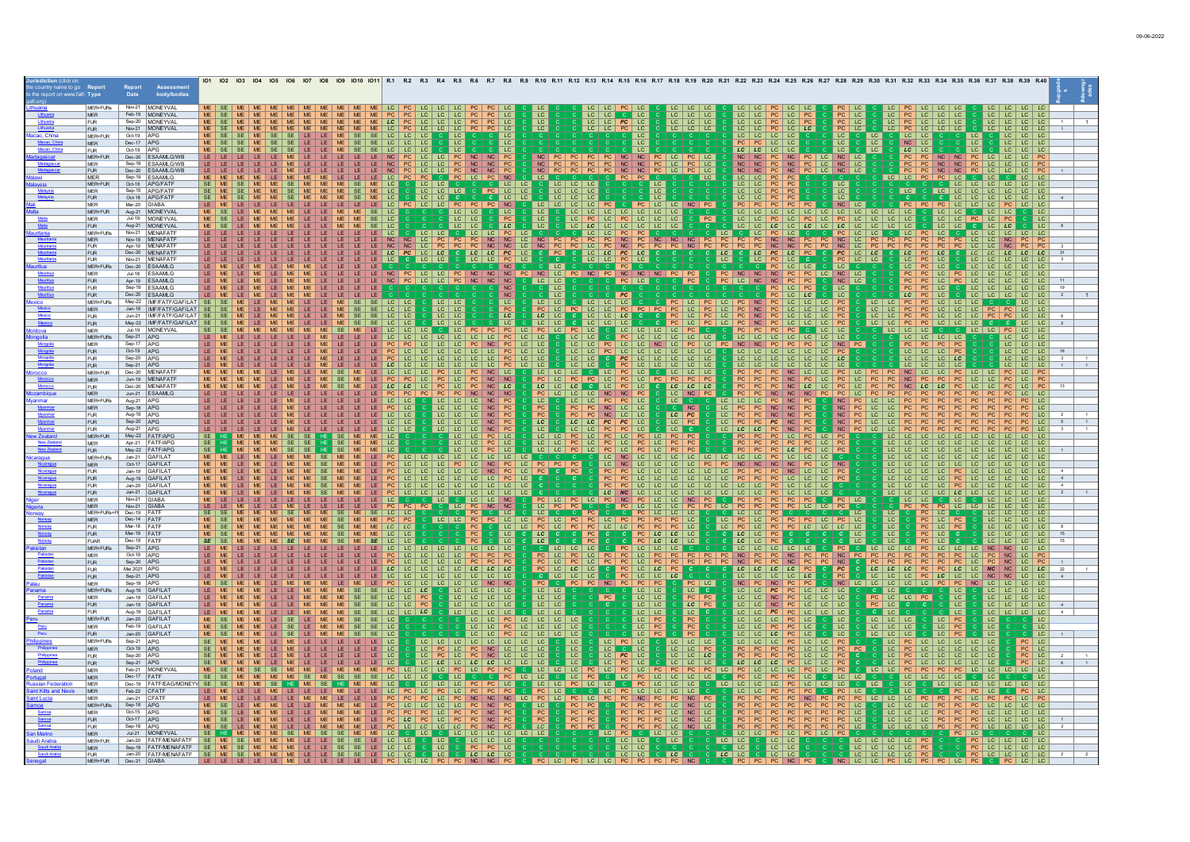| Jurisdiction (click on the country name to go to the report on www.fatf-gafi.org) | Report Type | Report Date | Assessment body/bodies | IO1 | IO2 | IO3 | IO4 | IO5 | IO6 | IO7 | IO8 | IO9 | IO10 | IO11 | R.1 | R.2 | R.3 | R.4 | R.5 | R.6 | R.7 | R.8 | R.9 | R.10 | R.11 | R.12 | R.13 | R.14 | R.15 | R.16 | R.17 | R.18 | R.19 | R.20 | R.21 | R.22 | R.23 | R.24 | R.25 | R.26 | R.27 | R.28 | R.29 | R.30 | R.31 | R.32 | R.33 | R.34 | R.35 | R.36 | R.37 | R.38 | R.39 | R.40 | #upgrades | #downgrades |
|---|---|---|---|---|---|---|---|---|---|---|---|---|---|---|---|---|---|---|---|---|---|---|---|---|---|---|---|---|---|---|---|---|---|---|---|---|---|---|---|---|---|---|---|---|---|---|---|---|---|---|---|---|---|---|---|---|
| Lithuania | MER+FURs | Nov-21 | MONEYVAL | ME | SE | ME | ME | ME | ME | ME | ME | ME | ME | ME | LC | PC | LC | LC | LC | PC | PC | LC | C | LC | C | C | LC | LC | PC | LC | C | LC | LC | C | LC | LC | PC | LC | PC | C | PC | LC | C | LC | PC | LC | LC | LC | C | LC | LC | LC | LC | LC | | |
| Lithuania | MER | Feb-19 | MONEYVAL | ME | SE | ME | ME | ME | ME | ME | ME | ME | ME | ME | PC | PC | LC | LC | LC | PC | PC | LC | C | LC | C | C | LC | LC | C | LC | C | C | LC | C | LC | LC | PC | LC | PC | C | PC | LC | C | LC | PC | LC | LC | LC | C | LC | LC | LC | LC | LC | | |
| Lithuania | FUR | Sep-20 | MONEYVAL | ME | SE | ME | ME | ME | ME | ME | ME | ME | ME | ME | LC | PC | LC | LC | LC | PC | PC | LC | C | LC | C | C | LC | LC | PC | LC | C | LC | LC | C | LC | LC | PC | LC | PC | C | PC | LC | C | LC | PC | LC | LC | LC | C | LC | LC | LC | LC | LC | 1 | 1 |
| Lithuania | FUR | Nov-21 | MONEYVAL | ME | SE | ME | ME | ME | ME | ME | ME | ME | ME | ME | LC | PC | LC | LC | LC | PC | PC | LC | C | LC | C | C | LC | LC | PC | LC | C | LC | LC | C | LC | LC | PC | LC | LC | C | PC | LC | C | LC | PC | LC | LC | LC | C | LC | LC | LC | LC | LC | 1 | |
| Macao, China | MER+FUR | Oct-19 | APG | ME | SE | SE | ME | SE | SE | LE | LE | ME | SE | SE | LC | LC | LC | C | LC | C | C | LC | C | C | C | C | C | C | C | LC | C | C | C | C | LC | LC | LC | LC | C | C | LC | C | LC | C | LC | LC | C | C | LC | C | LC | LC | LC | LC | | |
| Macao, China | MER | Dec-17 | APG | ME | SE | SE | ME | SE | SE | LE | LE | ME | SE | SE | LC | LC | LC | C | LC | PC | PC | LC | C | C | C | C | C | C | LC | LC | C | C | C | C | LC | LC | LC | LC | C | C | LC | C | LC | NC | LC | LC | C | C | LC | C | LC | LC | LC | LC | | |
| Macao, China | FUR | Oct-19 | APG | ME | SE | SE | ME | SE | SE | LE | LE | ME | SE | SE | LC | LC | LC | C | LC | C | C | LC | C | C | C | C | C | C | C | LC | C | C | C | C | LC | LC | LC | LC | C | C | LC | C | LC | C | LC | LC | C | C | LC | C | LC | LC | LC | LC | | |
| Madagascar | MER+FUR | Dec-20 | ESAAMLG/WB | LE | LE | LE | LE | LE | ME | LE | LE | LE | LE | LE | NC | PC | LC | LC | PC | NC | NC | PC | C | NC | PC | PC | PC | PC | NC | NC | PC | LC | PC | LC | C | NC | NC | PC | NC | PC | LC | NC | LC | C | C | PC | PC | NC | NC | PC | LC | LC | PC | PC | | |
| Madagascar | MER | Sep-18 | ESAAMLG/WB | LE | LE | LE | LE | LE | ME | LE | LE | LE | LE | LE | NC | PC | LC | LC | PC | NC | NC | PC | C | NC | PC | PC | PC | PC | NC | NC | PC | LC | PC | LC | C | NC | NC | PC | NC | PC | LC | NC | LC | C | C | PC | PC | NC | NC | PC | LC | LC | PC | PC | | |
| Madagascar | FUR | Dec-20 | ESAAMLG/WB | LE | LE | LE | LE | LE | ME | LE | LE | LE | LE | LE | NC | PC | LC | LC | PC | NC | NC | PC | C | NC | PC | PC | PC | PC | NC | NC | PC | LC | PC | LC | C | NC | NC | PC | NC | PC | LC | NC | LC | C | C | PC | PC | NC | NC | PC | LC | LC | PC | PC | 1 | |
| Malawi | MER | Sep-19 | ESAAMLG | ME | ME | LE | ME | LE | ME | ME | LE | LE | LE | LE | LC | PC | PC | LC | PC | NC | LC | LC | C | LC | LC | PC | PC | LC | PC | PC | LC | LC | PC | LC | C | LC | PC | PC | PC | LC | C | PC | LC | LC | PC | PC | LC | C | LC | LC | LC | LC | LC | LC | | |
| Malaysia | MER+FUR | Oct-18 | APG/FATF | SE | ME | SE | ME | ME | SE | ME | ME | ME | SE | ME | LC | C | LC | LC | C | C | C | LC | C | LC | C | LC | LC | C | C | LC | C | C | C | C | C | LC | C | C | C | C | LC | LC | C | C | LC | C | LC | LC | C | LC | LC | LC | LC | LC | | |
| Malaysia | MER | Sep-15 | APG/FATF | SE | ME | SE | ME | ME | SE | ME | ME | ME | SE | ME | LC | C | LC | LC | LC | C | PC | LC | C | LC | C | LC | LC | C | C | LC | C | C | C | C | C | LC | C | C | C | C | LC | LC | C | LC | LC | C | LC | LC | C | LC | LC | LC | LC | LC | | |
| Malaysia | FUR | Oct-18 | APG/FATF | SE | ME | SE | ME | ME | SE | ME | ME | ME | SE | ME | LC | C | LC | LC | C | C | C | LC | C | LC | C | LC | LC | C | C | LC | C | C | C | C | C | LC | C | C | C | C | LC | LC | C | C | LC | C | LC | LC | C | LC | LC | LC | LC | LC | 4 | |
| Mali | MER | Mar-20 | GIABA | LE | ME | LE | LE | LE | LE | LE | LE | LE | LE | LE | LC | PC | LC | LC | PC | PC | PC | NC | C | LC | LC | LC | LC | PC | PC | LC | LC | LC | NC | PC | C | PC | PC | PC | PC | PC | PC | NC | LC | C | C | PC | PC | PC | LC | LC | LC | LC | LC | LC | | |
| Malta | MER+FUR | Aug-21 | MONEYVAL | ME | SE | ME | ME | ME | ME | ME | LE | ME | ME | SE | LC | C | C | C | LC | LC | LC | LC | C | LC | C | LC | LC | LC | LC | LC | LC | LC | C | C | C | LC | LC | LC | LC | LC | LC | LC | C | LC | LC | LC | LC | LC | LC | C | LC | LC | C | LC | | |
| Malta | MER | Jul-19 | MONEYVAL | ME | SE | ME | ME | ME | ME | ME | LE | ME | ME | SE | LC | C | C | C | LC | LC | LC | LC | C | LC | C | LC | LC | PC | LC | PC | LC | LC | C | C | C | LC | PC | LC | LC | LC | LC | LC | C | LC | LC | LC | LC | LC | LC | LC | LC | LC | C | LC | | |
| Malta | FUR | Aug-21 | MONEYVAL | ME | SE | ME | ME | ME | ME | ME | LE | ME | ME | SE | LC | C | C | C | LC | LC | LC | LC | C | LC | C | LC | LC | LC | LC | LC | LC | LC | C | C | C | LC | LC | LC | LC | LC | LC | LC | C | LC | LC | LC | LC | LC | LC | C | LC | LC | C | LC | 8 | |
| Mauritania | MER+FURs | Nov-21 | MENAFATF | LE | LE | LE | LE | LE | LE | LE | LE | LE | LE | LE | LC | C | LC | LC | C | LC | LC | PC | LC | C | C | LC | LC | PC | PC | LC | LC | C | C | C | LC | C | LC | PC | LC | PC | LC | C | PC | LC | C | LC | PC | PC | LC | C | LC | LC | LC | LC | | |
| Mauritania | MER | Nov-18 | MENAFATF | LE | LE | LE | LE | LE | LE | LE | LE | LE | LE | LE | NC | NC | LC | PC | PC | NC | NC | PC | LC | NC | PC | PC | PC | NC | PC | NC | NC | PC | PC | PC | PC | PC | NC | NC | PC | PC | NC | PC | LC | PC | PC | PC | PC | PC | PC | LC | LC | NC | PC | PC | | |
| Mauritania | FUR | Apr-19 | MENAFATF | LE | LE | LE | LE | LE | LE | LE | LE | LE | LE | LE | NC | NC | LC | PC | PC | NC | NC | PC | LC | NC | PC | PC | PC | NC | PC | NC | NC | PC | PC | PC | PC | PC | NC | NC | PC | PC | NC | PC | LC | PC | PC | PC | PC | PC | PC | LC | LC | NC | PC | PC | | |
| Mauritania | FUR | Dec-20 | MENAFATF | LE | LE | LE | LE | LE | LE | LE | LE | LE | LE | LE | LC | PC | LC | LC | C | LC | LC | PC | LC | C | C | C | C | C | C | C | LC | C | C | C | LC | C | LC | PC | LC | PC | C | PC | LC | LC | C | LC | LC | PC | LC | C | LC | LC | LC | LC | 3 | |
| Mauritania | FUR | Nov-21 | MENAFATF | LE | LE | LE | LE | LE | LE | LE | LE | LE | LE | LE | LC | C | LC | LC | C | LC | LC | PC | LC | C | C | LC | LC | PC | PC | LC | LC | C | C | C | LC | C | LC | PC | LC | C | LC | C | PC | LC | C | LC | PC | PC | LC | C | LC | LC | LC | LC | 31 | |
| Mauritius | MER+FURs | Dec-20 | ESAAMLG | LE | ME | LE | LE | ME | ME | LE | LE | LE | LE | LE | C | C | C | C | C | C | C | NC | C | LC | C | C | C | C | C | C | LC | C | C | C | C | C | LC | C | C | LC | C | C | LC | C | C | LC | LC | C | LC | C | LC | LC | LC | LC | 3 | |
| Mauritius | MER | Jul-18 | ESAAMLG | LE | ME | LE | ME | ME | ME | LE | LE | LE | LE | LE | NC | PC | LC | LC | PC | NC | NC | NC | PC | NC | LC | PC | NC | PC | NC | NC | NC | PC | PC | C | PC | NC | NC | PC | PC | PC | LC | NC | LC | C | C | PC | PC | PC | LC | LC | LC | LC | LC | LC | | |
| Mauritius | FUR | Apr-19 | ESAAMLG | LE | ME | LE | ME | ME | ME | LE | LE | LE | LE | LE | NC | PC | LC | LC | PC | NC | NC | NC | PC | LC | LC | PC | LC | PC | LC | PC | LC | PC | PC | C | PC | LC | NC | PC | PC | PC | LC | NC | LC | C | C | PC | PC | PC | LC | LC | LC | LC | LC | LC | 11 | |
| Mauritius | FUR | Sep-19 | ESAAMLG | LE | ME | LE | ME | ME | ME | LE | LE | LE | LE | LE | C | C | C | C | C | C | C | NC | C | LC | C | C | C | C | C | C | LC | C | C | C | C | C | LC | C | C | LC | C | C | LC | C | C | LC | LC | C | LC | C | LC | LC | LC | LC | 19 | |
| Mauritius | FUR | Dec-20 | ESAAMLG | LE | ME | LE | ME | ME | ME | LE | LE | LE | LE | LE | C | C | C | C | C | C | C | NC | C | LC | C | C | C | C | PC | C | LC | C | C | C | C | C | LC | C | C | LC | C | C | LC | C | C | LC | LC | C | LC | C | LC | LC | LC | LC | 2 | 1 |
| Mexico | MER+FURs | May-22 | IMF/FATF/GAFILAT | SE | SE | ME | LE | ME | ME | ME | LE | ME | SE | SE | LC | LC | C | LC | LC | C | C | PC | C | LC | LC | PC | LC | LC | C | C | PC | LC | PC | LC | PC | NC | PC | LC | LC | PC | C | LC | LC | PC | LC | PC | LC | LC | LC | C | C | C | LC | LC | | |
| Mexico | MER | Jan-18 | IMF/FATF/GAFILAT | SE | SE | ME | LE | ME | ME | ME | LE | ME | SE | SE | LC | LC | C | LC | LC | C | C | PC | C | LC | LC | PC | LC | LC | C | C | PC | LC | PC | LC | PC | NC | PC | LC | LC | PC | C | LC | LC | PC | LC | PC | LC | LC | LC | LC | PC | LC | LC | LC | | |
| Mexico | FUR | Jun-21 | IMF/FATF/GAFILAT | SE | SE | ME | LE | ME | ME | ME | LE | ME | SE | SE | LC | LC | C | LC | LC | C | C | LC | C | LC | C | LC | LC | C | C | C | PC | LC | PC | LC | PC | NC | PC | LC | LC | PC | C | LC | LC | PC | LC | PC | LC | LC | LC | PC | PC | LC | LC | LC | 6 | |
| Mexico | FUR | May-22 | IMF/FATF/GAFILAT | SE | SE | ME | LE | ME | ME | ME | LE | ME | SE | SE | LC | LC | C | LC | LC | C | C | PC | C | LC | LC | C | LC | LC | C | C | PC | LC | PC | LC | PC | NC | PC | LC | LC | PC | C | LC | LC | PC | LC | PC | LC | LC | LC | C | C | C | LC | LC | 2 | |
| Moldova | MER | Jul-19 | MONEYVAL | SE | SE | ME | ME | ME | ME | ME | ME | ME | ME | ME | LC | LC | LC | LC | LC | PC | PC | PC | C | LC | LC | LC | LC | LC | LC | LC | LC | LC | PC | C | LC | LC | PC | PC | LC | PC | C | LC | PC | LC | C | LC | LC | LC | LC | C | LC | LC | LC | LC | | |
| Mongolia | MER+FURs | Sep-21 | APG | LE | ME | LE | LE | LE | LE | ME | LE | LE | LE | LE | LC | LC | LC | LC | LC | LC | PC | LC | LC | C | C | C | LC | LC | PC | LC | LC | LC | LC | C | LC | LC | LC | LC | LC | LC | C | LC | C | LC | LC | LC | LC | LC | LC | C | C | LC | LC | LC | | |
| Mongolia | MER | Sep-17 | APG | LE | ME | LE | LE | LE | LE | ME | LE | LE | LE | LE | PC | PC | LC | LC | LC | NC | PC | PC | LC | LC | LC | PC | LC | LC | NC | LC | PC | PC | NC | PC | LC | PC | PC | PC | PC | PC | PC | NC | PC | C | LC | PC | PC | PC | PC | LC | C | LC | LC | LC | | |
| Mongolia | FUR | Oct-19 | APG | LE | ME | LE | LE | LE | LE | ME | LE | LE | LE | LE | PC | LC | LC | LC | LC | LC | LC | LC | LC | C | LC | LC | PC | LC | LC | C | LC | LC | LC | C | LC | LC | LC | LC | LC | LC | C | LC | C | C | LC | LC | LC | LC | PC | C | C | LC | LC | LC | 16 | |
| Mongolia | FUR | Sep-20 | APG | LE | ME | LE | LE | LE | LE | ME | LE | LE | LE | LE | LC | LC | LC | LC | LC | LC | LC | LC | LC | C | C | C | LC | LC | PC | LC | LC | LC | LC | C | LC | LC | LC | LC | LC | LC | C | LC | C | LC | LC | LC | LC | LC | LC | C | C | LC | LC | LC | 3 | 1 |
| Mongolia | FUR | Sep-21 | APG | LE | ME | LE | LE | LE | LE | ME | LE | LE | LE | LE | LC | LC | LC | LC | LC | LC | PC | LC | LC | C | C | C | LC | LC | PC | LC | LC | LC | LC | C | LC | LC | LC | LC | LC | LC | C | LC | C | LC | LC | LC | LC | LC | LC | C | C | LC | LC | LC | 1 | 1 |
| Morocco | MER+FUR | Dec-20 | MENAFATF | ME | ME | ME | LE | ME | ME | ME | SE | ME | ME | LE | LC | LC | LC | PC | LC | PC | NC | LC | C | LC | LC | LC | C | C | LC | LC | LC | LC | LC | C | C | PC | PC | PC | NC | LC | LC | PC | LC | PC | PC | NC | LC | LC | PC | LC | LC | LC | PC | PC | | |
| Morocco | MER | Jun-19 | MENAFATF | ME | ME | ME | LE | ME | ME | ME | SE | ME | ME | LE | PC | PC | LC | PC | LC | PC | NC | NC | C | LC | LC | PC | PC | PC | LC | PC | PC | PC | PC | C | C | PC | PC | PC | NC | PC | LC | PC | LC | PC | PC | NC | PC | PC | PC | LC | LC | LC | PC | PC | | |
| Morocco | FUR | Dec-20 | MENAFATF | ME | ME | ME | LE | ME | ME | ME | SE | ME | ME | LE | LC | LC | LC | PC | LC | PC | NC | LC | C | LC | LC | LC | C | C | LC | LC | LC | LC | LC | C | C | PC | PC | PC | NC | LC | LC | PC | LC | PC | PC | NC | LC | LC | PC | LC | LC | LC | PC | PC | 13 | |
| Mozambique | MER | Jun-21 | ESAAMLG | LE | LE | LE | LE | LE | LE | LE | LE | LE | LE | LE | PC | PC | PC | PC | PC | NC | NC | PC | C | PC | LC | LC | PC | LC | NC | NC | PC | PC | NC | PC | C | PC | PC | NC | NC | PC | PC | NC | LC | LC | LC | PC | PC | PC | PC | PC | PC | LC | LC | LC | | |
| Myanmar | MER+FURs | Aug-21 | APG | LE | LE | LE | LE | LE | ME | LE | LE | LE | LE | LE | LC | LC | C | LC | LC | NC | NC | PC | C | PC | LC | PC | LC | LC | PC | PC | C | C | LC | C | LC | LC | LC | PC | NC | PC | C | NC | PC | LC | LC | PC | PC | PC | PC | PC | LC | PC | LC | LC | | |
| Myanmar | MER | Sep-18 | APG | LE | LE | LE | LE | LE | ME | LE | LE | LE | LE | LE | PC | PC | LC | LC | LC | NC | NC | PC | PC | NC | PC | PC | NC | LC | NC | NC | NC | PC | NC | LC | LC | PC | NC | PC | NC | PC | C | NC | PC | LC | LC | PC | PC | PC | PC | PC | LC | PC | PC | PC | | |
| Myanmar | FUR | Aug-19 | APG | LE | LE | LE | LE | LE | ME | LE | LE | LE | LE | LE | LC | LC | C | LC | LC | NC | NC | PC | PC | PC | PC | NC | LC | LC | NC | NC | C | LC | PC | C | LC | LC | NC | PC | NC | PC | C | NC | PC | LC | LC | PC | PC | PC | PC | PC | LC | PC | PC | LC | 2 | 1 |
| Myanmar | FUR | Sep-20 | APG | LE | LE | LE | LE | LE | ME | LE | LE | LE | LE | LE | LC | LC | C | LC | LC | NC | NC | PC | C | LC | LC | LC | LC | LC | PC | PC | C | C | LC | C | LC | LC | LC | PC | NC | PC | C | NC | PC | LC | LC | PC | PC | PC | PC | PC | LC | PC | PC | LC | 5 | 1 |
| Myanmar | FUR | Aug-21 | APG | LE | LE | LE | LE | LE | ME | LE | LE | LE | LE | LE | LC | LC | C | LC | LC | NC | NC | PC | C | PC | LC | PC | LC | LC | PC | PC | C | C | LC | C | LC | LC | LC | PC | NC | PC | C | NC | PC | LC | LC | PC | PC | PC | PC | PC | LC | PC | LC | LC | 3 | 1 |
| New Zealand | MER+FUR | May-22 | FATF/APG | SE | HE | ME | ME | ME | SE | ME | HE | SE | ME | ME | LC | C | C | C | LC | LC | PC | LC | C | LC | LC | PC | LC | LC | PC | PC | LC | PC | PC | C | C | PC | PC | PC | LC | PC | LC | PC | C | C | C | LC | LC | LC | LC | C | LC | LC | LC | LC | | |
| New Zealand | MER | Apr-21 | FATF/APG | SE | HE | ME | ME | ME | SE | ME | HE | SE | ME | ME | LC | C | C | C | LC | LC | PC | LC | C | LC | LC | PC | LC | LC | PC | PC | LC | PC | PC | C | C | PC | PC | PC | LC | PC | LC | PC | C | C | C | LC | LC | LC | LC | C | LC | LC | LC | LC | | |
| New Zealand | FUR | May-22 | FATF/APG | SE | HE | ME | ME | ME | SE | ME | HE | SE | ME | ME | LC | C | C | C | LC | LC | PC | LC | C | LC | LC | PC | LC | LC | PC | PC | LC | PC | PC | C | C | PC | PC | PC | LC | PC | LC | PC | C | C | C | LC | LC | LC | LC | C | LC | LC | LC | LC | 1 | |
| Nicaragua | MER+FURs | Jan-21 | GAFILAT | ME | ME | LE | ME | LE | ME | ME | SE | ME | ME | LE | PC | LC | LC | LC | LC | LC | LC | PC | C | C | C | C | C | LC | NC | LC | LC | LC | LC | LC | LC | LC | PC | LC | LC | LC | LC | C | C | LC | LC | LC | LC | LC | LC | LC | LC | LC | LC | LC | | |
| Nicaragua | MER | Oct-17 | GAFILAT | ME | ME | LE | ME | LE | ME | ME | SE | ME | ME | LE | PC | LC | LC | PC | LC | NC | NC | PC | C | PC | PC | PC | PC | LC | NC | PC | LC | PC | PC | LC | LC | PC | NC | NC | PC | NC | LC | LC | C | LC | LC | LC | LC | PC | LC | LC | LC | LC | LC | LC | | |
| Nicaragua | FUR | Jan-19 | GAFILAT | ME | ME | LE | ME | LE | ME | ME | SE | ME | ME | LE | PC | LC | LC | LC | LC | LC | NC | PC | C | PC | C | PC | PC | LC | NC | PC | LC | LC | PC | LC | LC | PC | PC | NC | LC | LC | LC | C | C | LC | LC | LC | LC | PC | LC | LC | LC | LC | LC | LC | 4 | |
| Nicaragua | FUR | Aug-19 | GAFILAT | ME | ME | LE | ME | LE | ME | ME | SE | ME | ME | LE | PC | LC | LC | LC | LC | LC | LC | PC | C | C | C | C | PC | LC | NC | PC | LC | LC | PC | LC | LC | PC | PC | PC | LC | LC | LC | C | C | LC | LC | LC | LC | PC | LC | LC | LC | LC | LC | LC | 4 | |
| Nicaragua | FUR | Jan-20 | GAFILAT | ME | ME | LE | ME | LE | ME | ME | SE | ME | ME | LE | PC | LC | LC | LC | LC | LC | LC | PC | C | C | C | C | C | LC | NC | LC | LC | LC | LC | LC | LC | LC | PC | LC | LC | LC | LC | C | C | LC | LC | LC | LC | LC | LC | LC | LC | LC | LC | LC | 4 | |
| Nicaragua | FUR | Jan-21 | GAFILAT | ME | ME | LE | ME | LE | ME | ME | SE | ME | ME | LE | PC | LC | LC | LC | LC | LC | LC | PC | C | C | C | C | C | LC | NC | LC | LC | LC | LC | LC | LC | LC | PC | LC | LC | LC | LC | C | C | LC | LC | LC | LC | LC | LC | LC | LC | LC | LC | LC | 2 | 1 |
| Niger | MER | Nov-21 | GIABA | LE | ME | LE | LE | LE | LE | LE | LE | LE | LE | LE | LC | LC | C | LC | LC | PC | NC | PC | C | PC | LC | LC | PC | PC | NC | PC | LC | PC | PC | LC | C | PC | PC | PC | PC | PC | LC | PC | LC | LC | C | PC | PC | PC | LC | LC | LC | LC | LC | LC | | |
| Nigeria | MER | Nov-21 | GIABA | LE | LE | ME | LE | LE | LE | LE | LE | LE | LE | LE | PC | PC | PC | LC | LC | PC | NC | NC | LC | LC | PC | PC | LC | LC | PC | LC | PC | LC | LC | PC | LC | PC | PC | PC | PC | PC | LC | LC | PC | C | C | PC | PC | PC | LC | LC | LC | LC | LC | LC | | |
| Norway | MER+FURs+FI | Dec-19 | FATF | SE | SE | ME | ME | SE | ME | ME | ME | SE | ME | SE | LC | C | C | LC | LC | LC | LC | PC | C | LC | LC | LC | LC | C | LC | LC | C | LC | LC | C | LC | LC | PC | LC | PC | LC | LC | LC | LC | C | LC | LC | C | LC | LC | C | LC | LC | LC | LC | | |
| Norway | MER | Dec-14 | FATF | SE | SE | ME | ME | SE | ME | ME | ME | SE | ME | SE | PC | LC | C | C | PC | PC | PC | NC | C | PC | LC | PC | PC | C | LC | PC | PC | PC | PC | C | LC | PC | PC | PC | PC | PC | LC | PC | LC | C | LC | PC | C | PC | LC | C | LC | LC | LC | LC | | |
| Norway | FUR | Mar-18 | FATF | SE | SE | ME | ME | SE | ME | ME | ME | SE | ME | SE | LC | LC | C | C | C | LC | LC | PC | C | LC | PC | LC | LC | C | LC | PC | PC | PC | LC | C | LC | PC | PC | PC | LC | PC | LC | LC | LC | C | LC | LC | C | LC | PC | C | LC | LC | LC | LC | 8 | |
| Norway | FUR | Mar-19 | FATF | SE | SE | ME | ME | SE | ME | ME | ME | SE | ME | SE | LC | C | C | C | LC | C | C | PC | C | LC | LC | LC | LC | C | C | LC | PC | LC | LC | C | C | LC | PC | LC | LC | C | LC | LC | LC | C | LC | LC | C | LC | C | LC | LC | LC | LC | LC | 15 | |
| Norway | FUAR | Dec-19 | FATF | SE | SE | ME | ME | SE | ME | ME | ME | SE | ME | SE | LC | C | C | C | C | LC | LC | PC | C | LC | LC | LC | LC | C | LC | LC | C | LC | LC | C | LC | LC | PC | LC | PC | LC | LC | LC | LC | C | LC | LC | C | LC | LC | C | LC | LC | LC | LC | 15 | |
| Pakistan | MER+FURs | Sep-21 | APG | LE | ME | LE | LE | LE | LE | LE | LE | LE | LE | LE | LC | LC | LC | LC | LC | LC | LC | LC | C | LC | C | LC | C | C | PC | LC | LC | C | C | LC | C | LC | LC | LC | LC | LC | C | LC | LC | C | LC | LC | PC | LC | LC | NC | NC | LC | LC | LC | | |
| Pakistan | MER | Oct-19 | APG | LE | ME | LE | LE | LE | LE | LE | LE | LE | LE | LE | PC | PC | LC | LC | PC | PC | PC | PC | C | PC | LC | PC | LC | PC | NC | PC | PC | PC | PC | PC | LC | PC | NC | PC | PC | PC | LC | NC | PC | C | LC | PC | PC | PC | PC | NC | NC | LC | LC | LC | | |
| Pakistan | FUR | Sep-20 | APG | LE | ME | LE | LE | LE | LE | LE | LE | LE | LE | LE | PC | LC | LC | LC | LC | PC | LC | PC | C | LC | LC | LC | LC | C | PC | PC | PC | LC | LC | PC | PC | PC | NC | PC | PC | NC | C | PC | PC | C | LC | PC | PC | PC | PC | NC | NC | LC | LC | LC | 1 | |
| Pakistan | FUR | Mai 2021 | APG | LE | ME | LE | LE | LE | LE | LE | LE | LE | LE | LE | LC | LC | LC | LC | LC | LC | LC | LC | C | PC | LC | LC | C | C | PC | LC | LC | C | C | C | LC | LC | LC | LC | LC | PC | C | LC | LC | LC | LC | LC | PC | LC | LC | NC | NC | LC | LC | LC | 22 | 1 |
| Pakistan | FUR | Sep-21 | APG | LE | ME | LE | LE | LE | LE | LE | LE | LE | LE | LE | LC | LC | LC | LC | LC | LC | LC | LC | C | LC | C | LC | C | C | PC | LC | LC | C | C | LC | C | LC | LC | LC | LC | LC | C | LC | LC | C | LC | LC | PC | LC | LC | NC | NC | LC | LC | LC | 4 | |
| Palau | MER | Sep-18 | APG | ME | ME | LE | LE | LE | LE | LE | LE | LE | LE | LE | PC | LC | LC | LC | LC | NC | NC | PC | C | PC | PC | PC | PC | NC | PC | PC | LC | PC | PC | C | LC | NC | PC | NC | PC | NC | LC | NC | PC | C | LC | LC | PC | PC | NC | LC | LC | LC | LC | LC | | |
| Panama | MER+FURs | Aug-19 | GAFILAT | ME | ME | LE | ME | ME | ME | ME | ME | ME | SE | SE | LC | LC | LC | C | LC | LC | LC | LC | C | LC | LC | LC | LC | LC | LC | LC | LC | C | LC | C | LC | LC | PC | PC | LC | LC | C | LC | C | LC | LC | LC | LC | LC | LC | C | LC | LC | LC | LC | | |
| Panama | MER | Jan-18 | GAFILAT | ME | ME | LE | ME | ME | ME | ME | ME | ME | SE | SE | LC | LC | LC | C | LC | PC | PC | LC | C | LC | LC | LC | LC | LC | LC | LC | LC | C | LC | C | LC | LC | PC | PC | PC | LC | C | LC | C | LC | LC | LC | LC | LC | LC | C | LC | LC | LC | LC | | |
| Panama | FUR | Jan-19 | GAFILAT | ME | ME | LE | ME | ME | ME | ME | ME | ME | SE | SE | LC | LC | LC | C | LC | LC | LC | LC | C | LC | LC | LC | LC | LC | LC | LC | LC | C | LC | C | LC | LC | PC | PC | LC | LC | C | LC | C | LC | LC | LC | LC | LC | LC | C | LC | LC | LC | LC | 4 | |
| Panama | FUR | Aug-19 | GAFILAT | ME | ME | LE | ME | ME | ME | ME | ME | ME | SE | SE | LC | LC | LC | C | LC | LC | LC | LC | C | LC | LC | LC | LC | LC | LC | LC | LC | C | LC | C | LC | LC | PC | PC | LC | LC | C | LC | C | LC | LC | LC | LC | LC | LC | C | LC | LC | LC | LC | 4 | |
| Peru | MER+FUR | Jan-20 | GAFILAT | ME | SE | ME | ME | SE | ME | ME | ME | SE | ME | SE | LC | C | C | C | LC | LC | LC | LC | C | LC | LC | LC | C | LC | LC | C | LC | C | C | C | LC | PC | PC | LC | LC | LC | C | LC | LC | C | LC | LC | LC | LC | C | C | LC | LC | LC | LC | | |
| Peru | MER | Feb-19 | GAFILAT | ME | SE | ME | ME | SE | ME | ME | ME | SE | ME | SE | LC | C | C | C | LC | LC | LC | LC | C | LC | LC | LC | C | LC | LC | C | LC | C | C | C | LC | PC | PC | LC | LC | LC | C | LC | LC | C | LC | LC | LC | LC | C | C | LC | LC | LC | LC | | |
| Peru | FUR | Jan-20 | GAFILAT | ME | SE | ME | ME | SE | ME | ME | ME | SE | ME | SE | LC | C | C | C | LC | LC | LC | LC | C | LC | LC | LC | C | LC | LC | C | LC | C | C | C | LC | PC | PC | LC | LC | LC | C | LC | LC | C | LC | LC | LC | LC | C | C | LC | LC | LC | LC | 1 | |
| Philippines | MER+FURs | Sep-21 | APG | SE | ME | ME | LE | ME | ME | LE | LE | LE | ME | LE | LC | LC | C | LC | LC | LC | LC | LC | C | LC | C | LC | LC | LC | PC | LC | LC | LC | C | LC | LC | LC | LC | LC | LC | C | LC | LC | C | C | LC | LC | LC | LC | LC | PC | LC | LC | LC | LC | | |
| Philippines | MER | Oct-19 | APG | SE | ME | ME | LE | ME | ME | LE | LE | LE | ME | LE | LC | LC | C | LC | LC | PC | PC | PC | C | LC | C | LC | LC | LC | PC | LC | LC | LC | C | LC | LC | PC | PC | PC | PC | LC | LC | PC | C | C | PC | LC | LC | LC | LC | PC | LC | LC | LC | LC | | |
| Philippines | FUR | Sep-20 | APG | SE | ME | ME | LE | ME | ME | LE | LE | LE | ME | LE | LC | LC | C | LC | LC | LC | LC | PC | C | LC | C | LC | LC | LC | PC | LC | LC | LC | C | LC | LC | LC | PC | LC | PC | LC | LC | LC | C | C | LC | LC | LC | LC | LC | PC | LC | LC | LC | LC | 2 | 1 |
| Philippines | FUR | Sep-21 | APG | SE | ME | ME | LE | ME | ME | LE | LE | LE | ME | LE | LC | LC | C | LC | LC | LC | LC | LC | C | LC | C | LC | LC | LC | PC | LC | LC | LC | C | LC | LC | LC | LC | LC | LC | C | LC | LC | C | C | LC | LC | LC | LC | LC | PC | LC | LC | LC | LC | 6 | 1 |
| Poland | MER | Feb-21 | MONEYVAL | ME | ME | ME | ME | ME | SE | ME | ME | ME | ME | ME | PC | LC | LC | LC | LC | PC | PC | PC | C | LC | LC | PC | LC | LC | PC | LC | LC | LC | LC | C | LC | PC | PC | PC | PC | LC | LC | PC | LC | C | LC | PC | LC | LC | LC | LC | LC | LC | LC | LC | | |
| Portugal | MER | Dec-17 | FATF | SE | SE | ME | ME | ME | SE | ME | ME | SE | SE | SE | LC | C | C | LC | C | LC | C | LC | C | LC | LC | LC | LC | C | LC | LC | LC | C | LC | C | C | LC | LC | LC | LC | C | C | C | LC | C | LC | C | LC | LC | C | C | C | LC | LC | LC | | |
| Russian Federation | MER | Dec-19 | FATF/EAG/MONEYVAL | SE | SE | ME | ME | SE | HE | ME | SE | HE | ME | SE | LC | C | LC | LC | LC | LC | LC | LC | C | LC | C | LC | C | C | LC | LC | LC | LC | C | C | C | LC | LC | PC | LC | LC | C | PC | C | C | C | LC | C | LC | LC | C | LC | LC | LC | LC | | |
| Saint Kitts and Nevis | MER | Feb-22 | CFATF | LE | ME | LE | LE | LE | LE | LE | ME | LE | LE | LE | LC | LC | LC | C | LC | LC | LC | PC | C | LC | LC | LC | LC | LC | LC | PC | LC | LC | LC | C | LC | LC | PC | LC | PC | LC | C | PC | LC | LC | LC | LC | PC | C | LC | C | LC | LC | LC | LC | | |
| Saint Lucia | MER | Jan-21 | CFATF | LE | ME | LE | LE | ME | LE | LE | LE | LE | LE | LE | PC | PC | LC | LC | LC | PC | NC | NC | PC | PC | LC | PC | LC | LC | NC | PC | PC | PC | NC | C | C | PC | NC | PC | PC | PC | LC | NC | LC | LC | C | LC | PC | PC | PC | LC | LC | PC | PC | PC | | |
| Samoa | MER+FURs | Sep-18 | APG | ME | ME | LE | LE | ME | LE | LE | LE | LE | LE | LE | PC | LC | LC | LC | LC | PC | LC | PC | C | PC | LC | PC | LC | LC | NC | LC | PC | PC | PC | LC | C | PC | PC | PC | PC | PC | LC | PC | LC | LC | C | LC | PC | PC | LC | LC | LC | LC | LC | LC | | |
| Samoa | MER | Oct-15 | APG | ME | ME | LE | LE | ME | LE | LE | LE | LE | LE | LE | PC | PC | LC | LC | LC | NC | NC | PC | C | PC | LC | PC | LC | LC | NC | PC | PC | PC | NC | LC | C | PC | PC | PC | PC | PC | LC | PC | LC | LC | C | LC | PC | PC | LC | LC | LC | LC | LC | LC | | |
| Samoa | FUR | Oct-17 | APG | ME | ME | LE | LE | ME | LE | LE | LE | LE | LE | LE | PC | LC | LC | LC | LC | PC | NC | PC | C | PC | LC | PC | LC | LC | NC | PC | PC | PC | PC | LC | C | PC | PC | PC | PC | PC | LC | PC | LC | LC | C | LC | PC | PC | LC | LC | LC | LC | LC | LC | 1 | |
| Samoa | FUR | Sep-18 | APG | ME | ME | LE | LE | ME | LE | LE | LE | LE | LE | LE | PC | LC | LC | LC | LC | PC | LC | PC | C | PC | LC | PC | LC | LC | NC | LC | PC | PC | PC | LC | C | PC | PC | PC | PC | PC | LC | PC | LC | LC | C | LC | PC | PC | LC | LC | LC | LC | LC | LC | 3 | |
| San Marino | MER | Jul-21 | MONEYVAL | SE | HE | ME | ME | ME | SE | SE | SE | ME | ME | SE | LC | C | C | C | LC | LC | LC | LC | C | LC | C | LC | C | C | LC | LC | C | C | LC | C | C | LC | LC | LC | LC | LC | C | LC | C | C | C | LC | LC | LC | LC | C | C | LC | C | LC | | |
| Saudi Arabia | MER+FUR | Jan-20 | FATF/MENAFATF | SE | ME | SE | ME | ME | SE | ME | LE | SE | SE | ME | LC | C | C | C | C | LC | LC | LC | C | C | C | LC | C | LC | LC | LC | C | C | LC | C | C | LC | LC | LC | LC | C | C | LC | C | C | C | C | LC | LC | LC | C | LC | LC | LC | LC | | |
| Saudi Arabia | MER | Sep-18 | FATF/MENAFATF | SE | ME | SE | ME | ME | SE | ME | LE | SE | SE | ME | LC | C | C | C | C | LC | LC | PC | C | C | C | LC | C | LC | LC | LC | C | C | LC | C | C | LC | LC | LC | LC | C | C | LC | C | C | C | C | LC | LC | LC | C | LC | LC | LC | LC | | |
| Saudi Arabia | FUR | Jan-20 | FATF/MENAFATF | SE | ME | SE | ME | ME | SE | ME | LE | SE | SE | ME | LC | C | C | C | C | LC | LC | LC | C | C | C | LC | C | LC | LC | LC | C | C | LC | C | C | LC | LC | LC | LC | C | C | LC | C | C | C | C | LC | LC | LC | C | LC | LC | LC | LC | 2 | 2 |
| Senegal | MER+FUR | Dec-21 | GIABA | LE | LE | LE | LE | LE | LE | LE | LE | LE | LE | LE | PC | LC | LC | PC | PC | NC | NC | PC | C | PC | LC | LC | PC | LC | PC | PC | PC | NC | C | C | PC | PC | PC | NC | PC | C | NC | LC | LC | PC | LC | LC | PC | PC | LC | PC | C | PC | LC | LC | | |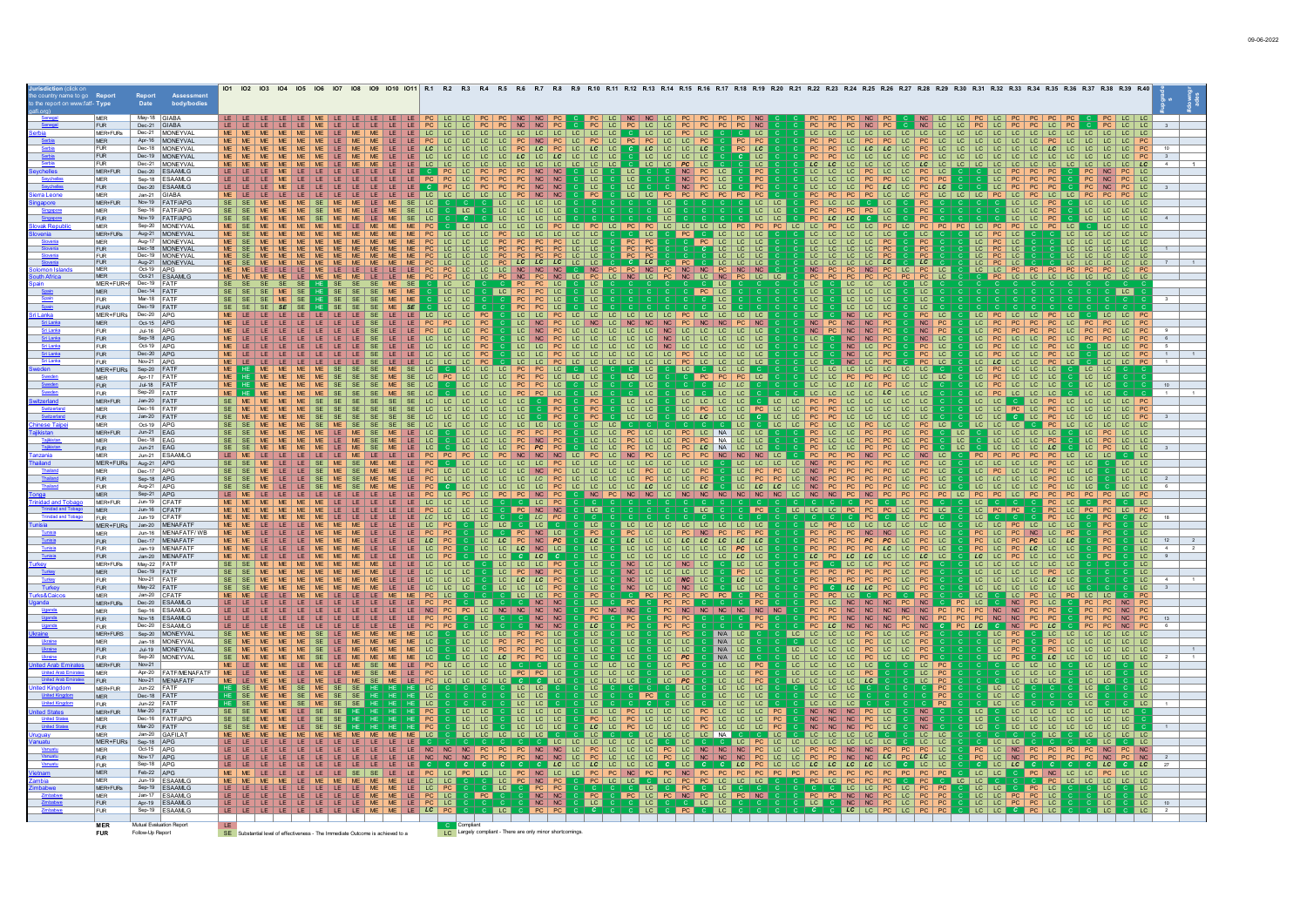| Jurisdiction (click on the country name to go to the report on www.fatf-gafi.org) | Report Type | Report Date | Assessment body/bodies | #upgrades | #downgrades |
|---|---|---|---|---|---|
| Senegal | MER | May-18 | GIABA | | |
| Senegal | FUR | Dec-21 | GIABA | 3 | |
| Serbia | MER+FURs | Dec-21 | MONEYVAL | | |
| Serbia | MER | Apr-16 | MONEYVAL | | |
| Serbia | FUR | Dec-18 | MONEYVAL | 10 | |
| Serbia | FUR | Dec-19 | MONEYVAL | 3 | |
| Serbia | FUR | Dec-21 | MONEYVAL | 4 | 1 |
| Seychelles | MER+FUR | Dec-20 | ESAAMLG | | |
| Seychelles | MER | Sep-18 | ESAAMLG | | |
| Seychelles | FUR | Dec-20 | ESAAMLG | 3 | |
| Sierra Leone | MER | Jan-21 | GIABA | | |
| Singapore | MER+FUR | Nov-19 | FATF/APG | | |
| Singapore | MER | Sep-16 | FATF/APG | | |
| Singapore | FUR | Nov-19 | FATF/APG | 4 | |
| Slovak Republic | MER | Sep-20 | MONEYVAL | | |
| Slovenia | MER+FURs | Aug-21 | MONEYVAL | | |
| Slovenia | MER | Aug-17 | MONEYVAL | | |
| Slovenia | FUR | Dec-18 | MONEYVAL | 1 | |
| Slovenia | FUR | Dec-19 | MONEYVAL | | |
| Slovenia | FUR | Aug-21 | MONEYVAL | 7 | 1 |
| Solomon Islands | MER | Oct-19 | APG | | |
| South Africa | MER | Oct-21 | ESAAMLG | | |
| Spain | MER+FUR+F | Dec-19 | FATF | | |
| Spain | MER | Dec-14 | FATF | | |
| Spain | FUR | Mar-18 | FATF | 3 | |
| Spain | FUAR | Dec-19 | FATF | | |
| Sri Lanka | MER+FURs | Dec-20 | APG | | |
| Sri Lanka | MER | Oct-15 | APG | | |
| Sri Lanka | FUR | Jul-16 | APG | 9 | |
| Sri Lanka | FUR | Sep-18 | APG | 6 | |
| Sri Lanka | FUR | Oct-19 | APG | 5 | |
| Sri Lanka | FUR | Dec-20 | APG | 1 | 1 |
| Sri Lanka | FUR | Nov-21 | APG | 1 | |
| Sweden | MER+FURs | Sep-20 | FATF | | |
| Sweden | MER | Apr-17 | FATF | | |
| Sweden | FUR | Jul-18 | FATF | 10 | |
| Sweden | FUR | Sep-20 | FATF | 1 | 1 |
| Switzerland | MER+FUR | Jan-20 | FATF | | |
| Switzerland | MER | Dec-16 | FATF | | |
| Switzerland | FUR | Jan-20 | FATF | 3 | |
| Chinese Taipei | MER | Oct-19 | APG | | |
| Tajikistan | MER+FUR | Jun-21 | EAG | | |
| Tajikistan | MER | Dec-18 | EAG | | |
| Tajikistan | FUR | Jun-21 | EAG | 3 | |
| Tanzania | MER | Jun-21 | ESAAMLG | | |
| Thailand | MER+FURs | Aug-21 | APG | | |
| Thailand | MER | Dec-17 | APG | | |
| Thailand | FUR | Sep-18 | APG | 2 | |
| Thailand | FUR | Aug-21 | APG | 6 | |
| Tonga | MER | Sep-21 | APG | | |
| Trinidad and Tobago | MER+FUR | Jun-19 | CFATF | | |
| Trinidad and Tobago | MER | Jun-16 | CFATF | | |
| Trinidad and Tobago | FUR | Jun-19 | CFATF | 18 | |
| Tunisia | MER+FURs | Jan-20 | MENAFATF | | |
| Tunisia | MER | Jun-16 | MENAFATF/WB | | |
| Tunisia | FUR | Dec-17 | MENAFATF | 12 | 2 |
| Tunisia | FUR | Jan-19 | MENAFATF | 4 | 2 |
| Tunisia | FUR | Jan-20 | MENAFATF | 9 | |
| Turkey | MER+FURs | May-22 | FATF | | |
| Turkey | MER | Dec-19 | FATF | | |
| Turkey | FUR | Nov-21 | FATF | 4 | 1 |
| Turkey | FUR | May-22 | FATF | 3 | |
| Turks&Caicos | MER | Jan-20 | CFATF | | |
| Uganda | MER+FURs | Dec-20 | ESAAMLG | | |
| Uganda | MER | Sep-16 | ESAAMLG | | |
| Uganda | FUR | Nov-18 | ESAAMLG | 13 | |
| Uganda | FUR | Dec-20 | ESAAMLG | 6 | |
| Ukraine | MER+FURs | Sep-20 | MONEYVAL | | |
| Ukraine | MER | Jan-18 | MONEYVAL | | |
| Ukraine | FUR | Jul-19 | MONEYVAL | | 1 |
| Ukraine | FUR | Sep-20 | MONEYVAL | 2 | 1 |
| United Arab Emirates | MER+FUR | Nov-21 | | | |
| United Arab Emirates | MER | Apr-20 | FATF/MENAFATF | | |
| United Arab Emirates | FUR | Nov-21 | MENAFATF | | |
| United Kingdom | MER+FUR | Jun-22 | FATF | | |
| United Kingdom | MER | Dec-18 | FATF | | |
| United Kingdom | FUR | Jun-22 | FATF | 1 | |
| United States | MER+FUR | Mar-20 | FATF | | |
| United States | MER | Dec-16 | FATF/APG | | |
| United States | FUR | Mar-20 | FATF | 1 | |
| Uruguay | MER | Jan-20 | GAFILAT | | |
| Vanuatu | MER+FURs | Sep-18 | APG | | |
| Vanuatu | MER | Oct-15 | APG | | |
| Vanuatu | FUR | Nov-17 | APG | 2 | |
| Vanuatu | FUR | Sep-18 | APG | 27 | |
| Vietnam | MER | Feb-22 | APG | | |
| Zambia | MER | Jun-19 | ESAAMLG | | |
| Zimbabwe | MER+FURs | Sep-19 | ESAAMLG | | |
| Zimbabwe | MER | Jan-17 | ESAAMLG | | |
| Zimbabwe | FUR | Apr-19 | ESAAMLG | 10 | |
| Zimbabwe | FUR | Sep-19 | ESAAMLG | 2 | |

Rating columns: IO1, IO2, IO3, IO4, IO5, IO6, IO7, IO8, IO9, IO10, IO11, R.1–R.40

**MER** Mutual Evaluation Report
**FUR** Follow-Up Report

LE
SE Substantial level of effectiveness - The Immediate Outcome is achieved to a

C Compliant
LC Largely compliant - There are only minor shortcomings.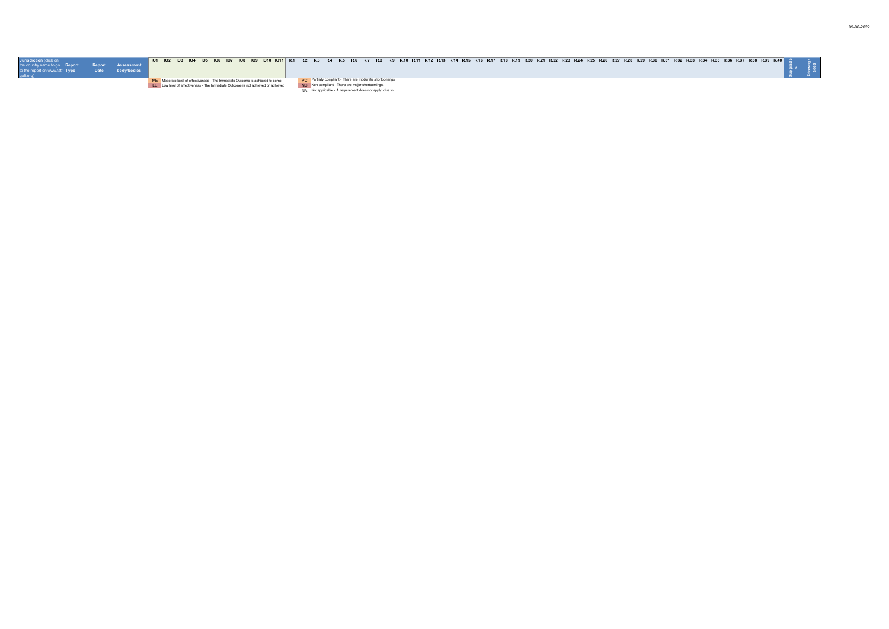| Jurisdiction (click on the country name to go to the report on www.fatf-gafi.org) | Report Type | Report Date | Assessment body/bodies | IO1 | IO2 | IO3 | IO4 | IO5 | IO6 | IO7 | IO8 | IO9 | IO10 | IO11 | R.1 | R.2 | R.3 | R.4 | R.5 | R.6 | R.7 | R.8 | R.9 | R.10 | R.11 | R.12 | R.13 | R.14 | R.15 | R.16 | R.17 | R.18 | R.19 | R.20 | R.21 | R.22 | R.23 | R.24 | R.25 | R.26 | R.27 | R.28 | R.29 | R.30 | R.31 | R.32 | R.33 | R.34 | R.35 | R.36 | R.37 | R.38 | R.39 | R.40 | #upgrades | #downgrades |
|---|---|---|---|---|---|---|---|---|---|---|---|---|---|---|---|---|---|---|---|---|---|---|---|---|---|---|---|---|---|---|---|---|---|---|---|---|---|---|---|---|---|---|---|---|---|---|---|---|---|---|---|---|---|---|---|---|

ME Moderate level of effectiveness - The Immediate Outcome is achieved to some

LE Low level of effectiveness - The Immediate Outcome is not achieved or achieved

PC Partially compliant - There are moderate shortcomings.

NC Non-compliant - There are major shortcomings.

NA Not applicable - A requirement does not apply, due to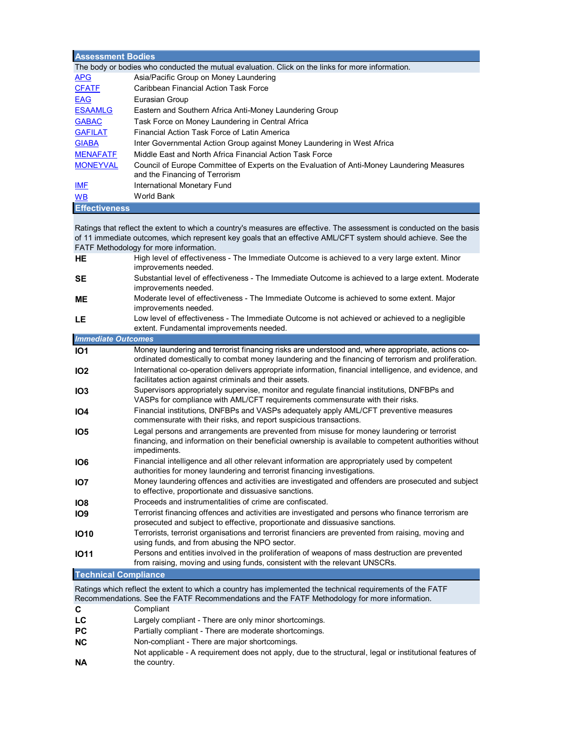## Assessment Bodies

The body or bodies who conducted the mutual evaluation. Click on the links for more information.

| | |
|---|---|
| APG | Asia/Pacific Group on Money Laundering |
| CFATF | Caribbean Financial Action Task Force |
| EAG | Eurasian Group |
| ESAAMLG | Eastern and Southern Africa Anti-Money Laundering Group |
| GABAC | Task Force on Money Laundering in Central Africa |
| GAFILAT | Financial Action Task Force of Latin America |
| GIABA | Inter Governmental Action Group against Money Laundering in West Africa |
| MENAFATF | Middle East and North Africa Financial Action Task Force |
| MONEYVAL | Council of Europe Committee of Experts on the Evaluation of Anti-Money Laundering Measures and the Financing of Terrorism |
| IMF | International Monetary Fund |
| WB | World Bank |

## Effectiveness

Ratings that reflect the extent to which a country's measures are effective. The assessment is conducted on the basis of 11 immediate outcomes, which represent key goals that an effective AML/CFT system should achieve. See the FATF Methodology for more information.

| | |
|---|---|
| **HE** | High level of effectiveness - The Immediate Outcome is achieved to a very large extent. Minor improvements needed. |
| **SE** | Substantial level of effectiveness - The Immediate Outcome is achieved to a large extent. Moderate improvements needed. |
| **ME** | Moderate level of effectiveness - The Immediate Outcome is achieved to some extent. Major improvements needed. |
| **LE** | Low level of effectiveness - The Immediate Outcome is not achieved or achieved to a negligible extent. Fundamental improvements needed. |

### *Immediate Outcomes*

| | |
|---|---|
| **IO1** | Money laundering and terrorist financing risks are understood and, where appropriate, actions co-ordinated domestically to combat money laundering and the financing of terrorism and proliferation. |
| **IO2** | International co-operation delivers appropriate information, financial intelligence, and evidence, and facilitates action against criminals and their assets. |
| **IO3** | Supervisors appropriately supervise, monitor and regulate financial institutions, DNFBPs and VASPs for compliance with AML/CFT requirements commensurate with their risks. |
| **IO4** | Financial institutions, DNFBPs and VASPs adequately apply AML/CFT preventive measures commensurate with their risks, and report suspicious transactions. |
| **IO5** | Legal persons and arrangements are prevented from misuse for money laundering or terrorist financing, and information on their beneficial ownership is available to competent authorities without impediments. |
| **IO6** | Financial intelligence and all other relevant information are appropriately used by competent authorities for money laundering and terrorist financing investigations. |
| **IO7** | Money laundering offences and activities are investigated and offenders are prosecuted and subject to effective, proportionate and dissuasive sanctions. |
| **IO8** | Proceeds and instrumentalities of crime are confiscated. |
| **IO9** | Terrorist financing offences and activities are investigated and persons who finance terrorism are prosecuted and subject to effective, proportionate and dissuasive sanctions. |
| **IO10** | Terrorists, terrorist organisations and terrorist financiers are prevented from raising, moving and using funds, and from abusing the NPO sector. |
| **IO11** | Persons and entities involved in the proliferation of weapons of mass destruction are prevented from raising, moving and using funds, consistent with the relevant UNSCRs. |

## Technical Compliance

Ratings which reflect the extent to which a country has implemented the technical requirements of the FATF Recommendations. See the FATF Recommendations and the FATF Methodology for more information.

| | |
|---|---|
| **C** | Compliant |
| **LC** | Largely compliant - There are only minor shortcomings. |
| **PC** | Partially compliant - There are moderate shortcomings. |
| **NC** | Non-compliant - There are major shortcomings. |
| **NA** | Not applicable - A requirement does not apply, due to the structural, legal or institutional features of the country. |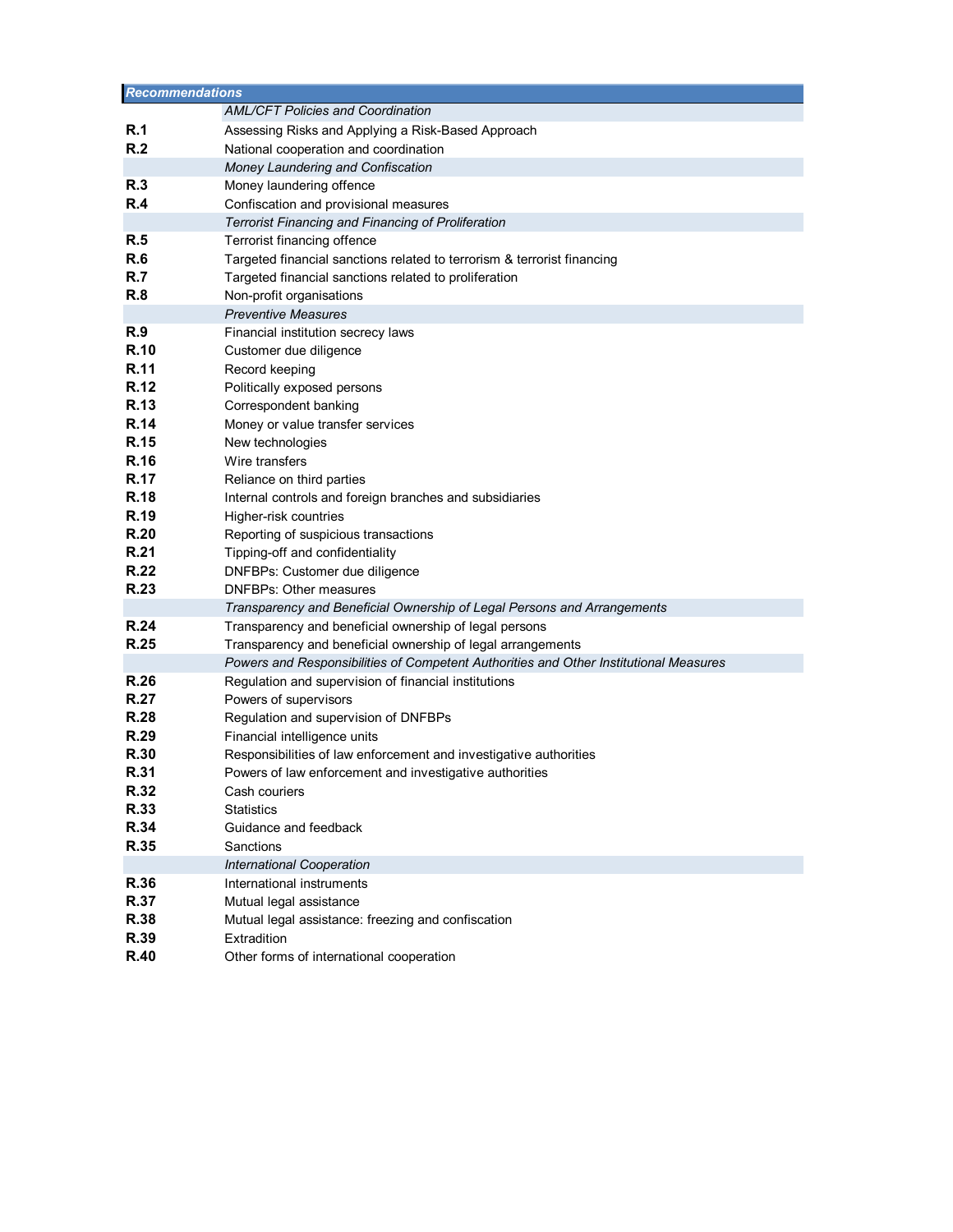| Recommendations | |
|---|---|
| | *AML/CFT Policies and Coordination* |
| **R.1** | Assessing Risks and Applying a Risk-Based Approach |
| **R.2** | National cooperation and coordination |
| | *Money Laundering and Confiscation* |
| **R.3** | Money laundering offence |
| **R.4** | Confiscation and provisional measures |
| | *Terrorist Financing and Financing of Proliferation* |
| **R.5** | Terrorist financing offence |
| **R.6** | Targeted financial sanctions related to terrorism & terrorist financing |
| **R.7** | Targeted financial sanctions related to proliferation |
| **R.8** | Non-profit organisations |
| | *Preventive Measures* |
| **R.9** | Financial institution secrecy laws |
| **R.10** | Customer due diligence |
| **R.11** | Record keeping |
| **R.12** | Politically exposed persons |
| **R.13** | Correspondent banking |
| **R.14** | Money or value transfer services |
| **R.15** | New technologies |
| **R.16** | Wire transfers |
| **R.17** | Reliance on third parties |
| **R.18** | Internal controls and foreign branches and subsidiaries |
| **R.19** | Higher-risk countries |
| **R.20** | Reporting of suspicious transactions |
| **R.21** | Tipping-off and confidentiality |
| **R.22** | DNFBPs: Customer due diligence |
| **R.23** | DNFBPs: Other measures |
| | *Transparency and Beneficial Ownership of Legal Persons and Arrangements* |
| **R.24** | Transparency and beneficial ownership of legal persons |
| **R.25** | Transparency and beneficial ownership of legal arrangements |
| | *Powers and Responsibilities of Competent Authorities and Other Institutional Measures* |
| **R.26** | Regulation and supervision of financial institutions |
| **R.27** | Powers of supervisors |
| **R.28** | Regulation and supervision of DNFBPs |
| **R.29** | Financial intelligence units |
| **R.30** | Responsibilities of law enforcement and investigative authorities |
| **R.31** | Powers of law enforcement and investigative authorities |
| **R.32** | Cash couriers |
| **R.33** | Statistics |
| **R.34** | Guidance and feedback |
| **R.35** | Sanctions |
| | *International Cooperation* |
| **R.36** | International instruments |
| **R.37** | Mutual legal assistance |
| **R.38** | Mutual legal assistance: freezing and confiscation |
| **R.39** | Extradition |
| **R.40** | Other forms of international cooperation |